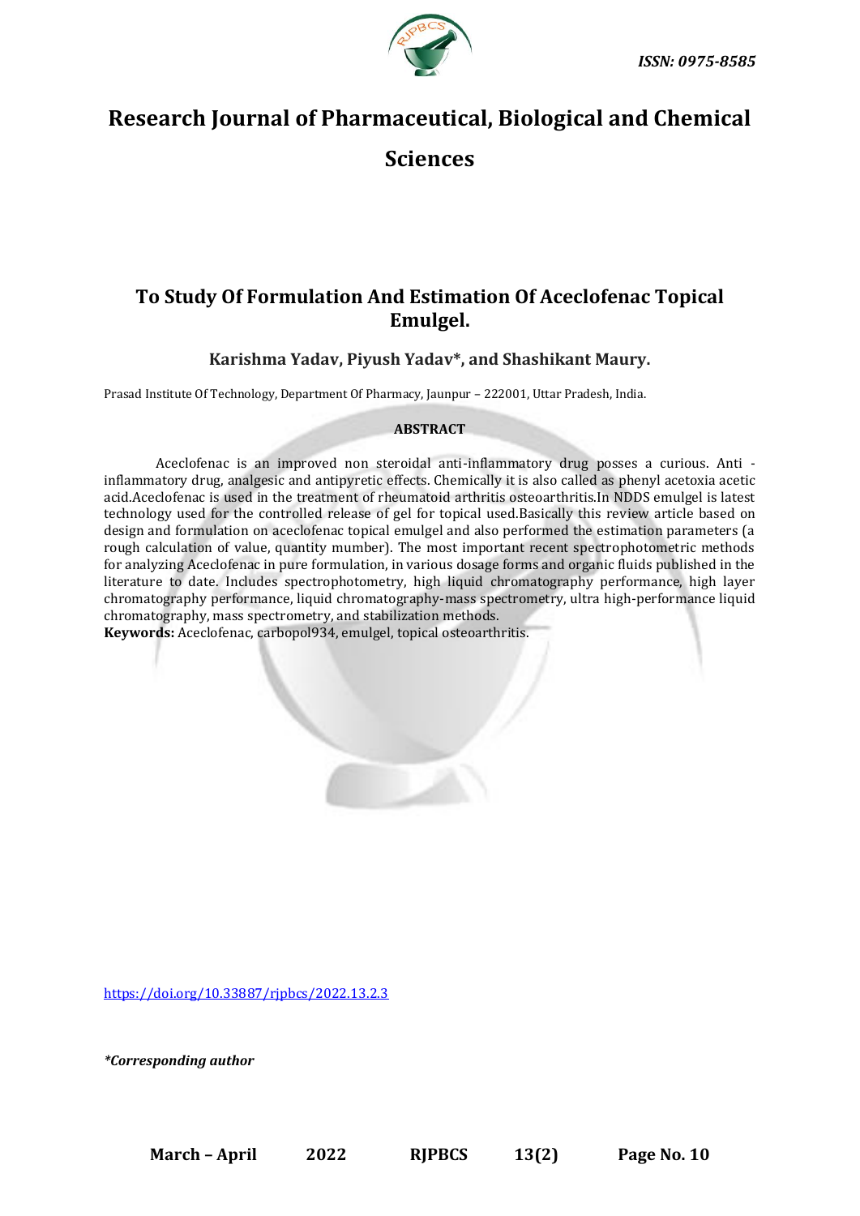ISSN: 0975-8585

# Research Journal of Pharmaceutical, Biological and Chemical Sciences

## To Study Of Formulation And Estimation Of Aceclofenac Topical Emulgel.

**Karishma Yadav, Piyush Yadav\*, and Shashikant Maury.**

Prasad Institute Of Technology, Department Of Pharmacy, Jaunpur – 222001, Uttar Pradesh, India.

### ABSTRACT

Aceclofenac is an improved non steroidal anti-inflammatory drug posses a curious. Anti -inflammatory drug, analgesic and antipyretic effects. Chemically it is also called as phenyl acetoxia acetic acid.Aceclofenac is used in the treatment of rheumatoid arthritis osteoarthritis.In NDDS emulgel is latest technology used for the controlled release of gel for topical used.Basically this review article based on design and formulation on aceclofenac topical emulgel and also performed the estimation parameters (a rough calculation of value, quantity mumber). The most important recent spectrophotometric methods for analyzing Aceclofenac in pure formulation, in various dosage forms and organic fluids published in the literature to date. Includes spectrophotometry, high liquid chromatography performance, high layer chromatography performance, liquid chromatography-mass spectrometry, ultra high-performance liquid chromatography, mass spectrometry, and stabilization methods.

**Keywords:** Aceclofenac, carbopol934, emulgel, topical osteoarthritis.

https://doi.org/10.33887/rjpbcs/2022.13.2.3

*\*Corresponding author*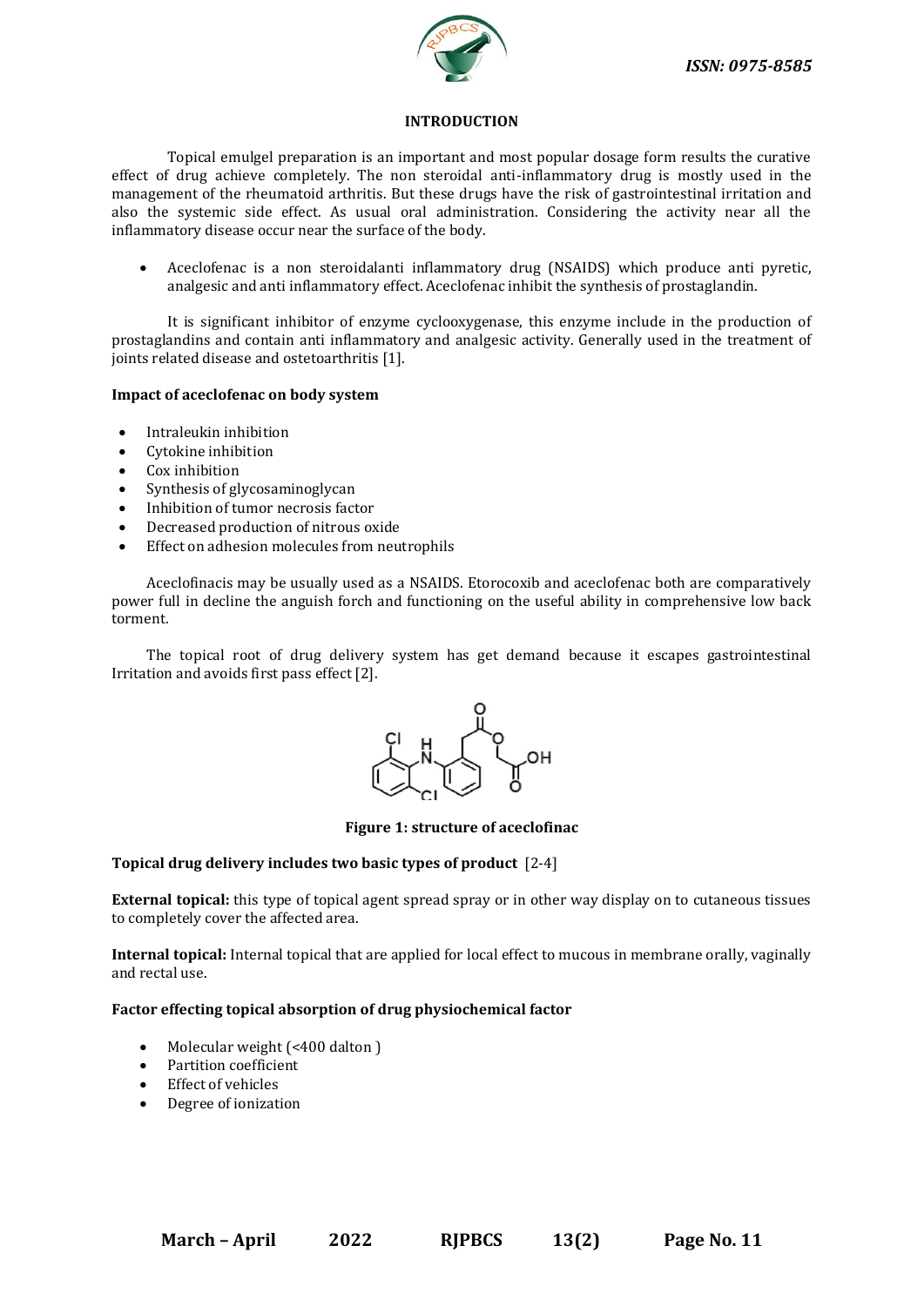## INTRODUCTION

Topical emulgel preparation is an important and most popular dosage form results the curative effect of drug achieve completely. The non steroidal anti-inflammatory drug is mostly used in the management of the rheumatoid arthritis. But these drugs have the risk of gastrointestinal irritation and also the systemic side effect. As usual oral administration. Considering the activity near all the inflammatory disease occur near the surface of the body.

- Aceclofenac is a non steroidalanti inflammatory drug (NSAIDS) which produce anti pyretic, analgesic and anti inflammatory effect. Aceclofenac inhibit the synthesis of prostaglandin.

It is significant inhibitor of enzyme cyclooxygenase, this enzyme include in the production of prostaglandins and contain anti inflammatory and analgesic activity. Generally used in the treatment of joints related disease and ostetoarthritis [1].

**Impact of aceclofenac on body system**

- Intraleukin inhibition
- Cytokine inhibition
- Cox inhibition
- Synthesis of glycosaminoglycan
- Inhibition of tumor necrosis factor
- Decreased production of nitrous oxide
- Effect on adhesion molecules from neutrophils

Aceclofinacis may be usually used as a NSAIDS. Etorocoxib and aceclofenac both are comparatively power full in decline the anguish forch and functioning on the useful ability in comprehensive low back torment.

The topical root of drug delivery system has get demand because it escapes gastrointestinal Irritation and avoids first pass effect [2].

**Figure 1: structure of aceclofinac**

**Topical drug delivery includes two basic types of product** [2-4]

**External topical:** this type of topical agent spread spray or in other way display on to cutaneous tissues to completely cover the affected area.

**Internal topical:** Internal topical that are applied for local effect to mucous in membrane orally, vaginally and rectal use.

**Factor effecting topical absorption of drug physiochemical factor**

- Molecular weight (<400 dalton )
- Partition coefficient
- Effect of vehicles
- Degree of ionization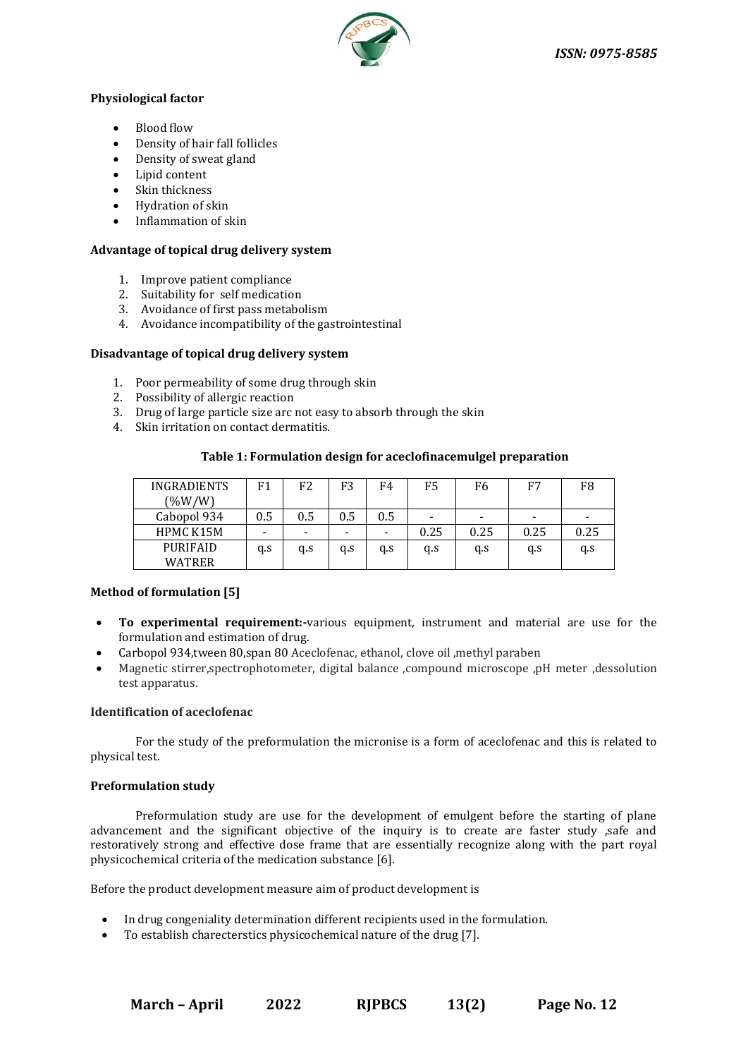**Physiological factor**

- Blood flow
- Density of hair fall follicles
- Density of sweat gland
- Lipid content
- Skin thickness
- Hydration of skin
- Inflammation of skin

**Advantage of topical drug delivery system**

1. Improve patient compliance
2. Suitability for self medication
3. Avoidance of first pass metabolism
4. Avoidance incompatibility of the gastrointestinal

**Disadvantage of topical drug delivery system**

1. Poor permeability of some drug through skin
2. Possibility of allergic reaction
3. Drug of large particle size arc not easy to absorb through the skin
4. Skin irritation on contact dermatitis.

**Table 1: Formulation design for aceclofinacemulgel preparation**

| INGRADIENTS (%W/W) | F1 | F2 | F3 | F4 | F5 | F6 | F7 | F8 |
|---|---|---|---|---|---|---|---|---|
| Cabopol 934 | 0.5 | 0.5 | 0.5 | 0.5 | - | - | - | - |
| HPMC K15M | - | - | - | - | 0.25 | 0.25 | 0.25 | 0.25 |
| PURIFAID WATRER | q.s | q.s | q.s | q.s | q.s | q.s | q.s | q.s |

**Method of formulation [5]**

- **To experimental requirement:-**various equipment, instrument and material are use for the formulation and estimation of drug.
- Carbopol 934,tween 80,span 80 Aceclofenac, ethanol, clove oil ,methyl paraben
- Magnetic stirrer,spectrophotometer, digital balance ,compound microscope ,pH meter ,dessolution test apparatus.

**Identification of aceclofenac**

For the study of the preformulation the micronise is a form of aceclofenac and this is related to physical test.

**Preformulation study**

Preformulation study are use for the development of emulgent before the starting of plane advancement and the significant objective of the inquiry is to create are faster study ,safe and restoratively strong and effective dose frame that are essentially recognize along with the part royal physicochemical criteria of the medication substance [6].

Before the product development measure aim of product development is

- In drug congeniality determination different recipients used in the formulation.
- To establish charecterstics physicochemical nature of the drug [7].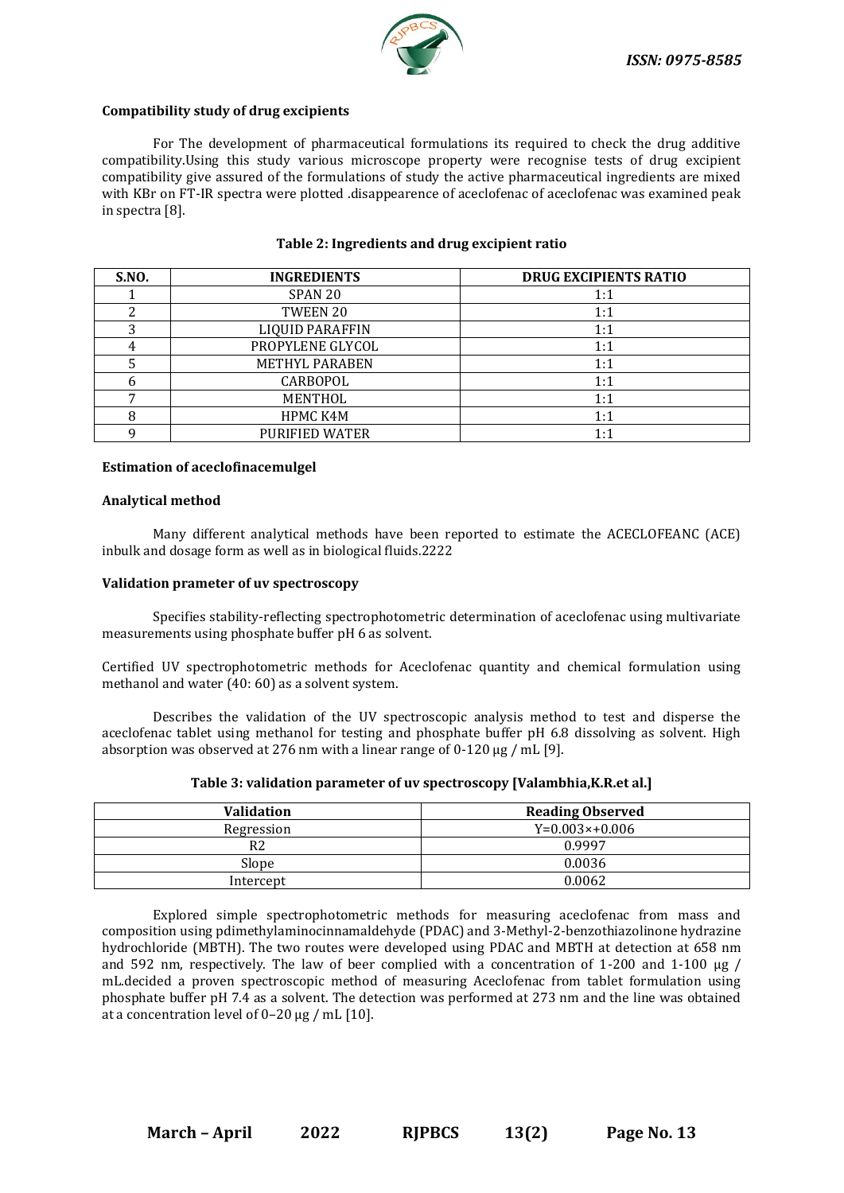**Compatibility study of drug excipients**

For The development of pharmaceutical formulations its required to check the drug additive compatibility.Using this study various microscope property were recognise tests of drug excipient compatibility give assured of the formulations of study the active pharmaceutical ingredients are mixed with KBr on FT-IR spectra were plotted .disappearence of aceclofenac of aceclofenac was examined peak in spectra [8].

**Table 2: Ingredients and drug excipient ratio**

| S.NO. | INGREDIENTS | DRUG EXCIPIENTS RATIO |
|---|---|---|
| 1 | SPAN 20 | 1:1 |
| 2 | TWEEN 20 | 1:1 |
| 3 | LIQUID PARAFFIN | 1:1 |
| 4 | PROPYLENE GLYCOL | 1:1 |
| 5 | METHYL PARABEN | 1:1 |
| 6 | CARBOPOL | 1:1 |
| 7 | MENTHOL | 1:1 |
| 8 | HPMC K4M | 1:1 |
| 9 | PURIFIED WATER | 1:1 |

**Estimation of aceclofinacemulgel**

**Analytical method**

Many different analytical methods have been reported to estimate the ACECLOFEANC (ACE) inbulk and dosage form as well as in biological fluids.2222

**Validation prameter of uv spectroscopy**

Specifies stability-reflecting spectrophotometric determination of aceclofenac using multivariate measurements using phosphate buffer pH 6 as solvent.

Certified UV spectrophotometric methods for Aceclofenac quantity and chemical formulation using methanol and water (40: 60) as a solvent system.

Describes the validation of the UV spectroscopic analysis method to test and disperse the aceclofenac tablet using methanol for testing and phosphate buffer pH 6.8 dissolving as solvent. High absorption was observed at 276 nm with a linear range of 0-120 µg / mL [9].

**Table 3: validation parameter of uv spectroscopy [Valambhia,K.R.et al.]**

| Validation | Reading Observed |
|---|---|
| Regression | $Y=0.003\times+0.006$ |
| R2 | 0.9997 |
| Slope | 0.0036 |
| Intercept | 0.0062 |

Explored simple spectrophotometric methods for measuring aceclofenac from mass and composition using pdimethylaminocinnamaldehyde (PDAC) and 3-Methyl-2-benzothiazolinone hydrazine hydrochloride (MBTH). The two routes were developed using PDAC and MBTH at detection at 658 nm and 592 nm, respectively. The law of beer complied with a concentration of 1-200 and 1-100 µg / mL.decided a proven spectroscopic method of measuring Aceclofenac from tablet formulation using phosphate buffer pH 7.4 as a solvent. The detection was performed at 273 nm and the line was obtained at a concentration level of 0–20 µg / mL [10].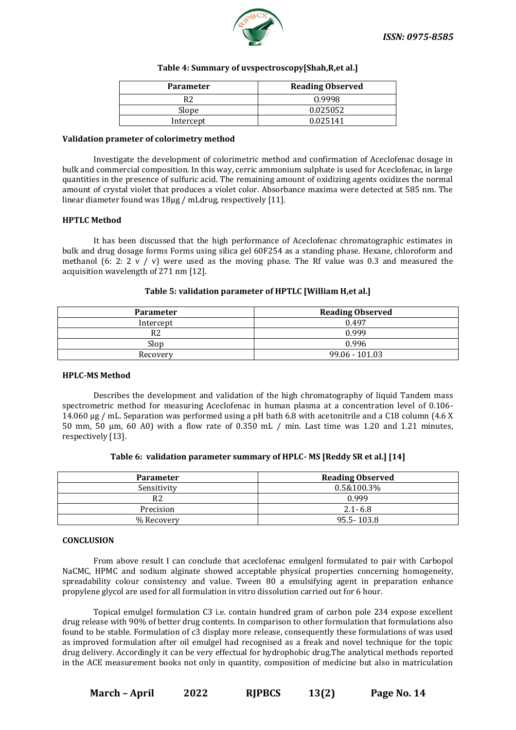**Table 4: Summary of uvspectroscopy[Shah,R,et al.]**

| Parameter | Reading Observed |
|---|---|
| R2 | 0.9998 |
| Slope | 0.025052 |
| Intercept | 0.025141 |

**Validation prameter of colorimetry method**

Investigate the development of colorimetric method and confirmation of Aceclofenac dosage in bulk and commercial composition. In this way, cerric ammonium sulphate is used for Aceclofenac, in large quantities in the presence of sulfuric acid. The remaining amount of oxidizing agents oxidizes the normal amount of crystal violet that produces a violet color. Absorbance maxima were detected at 585 nm. The linear diameter found was 18µg / mLdrug, respectively [11].

**HPTLC Method**

It has been discussed that the high performance of Aceclofenac chromatographic estimates in bulk and drug dosage forms Forms using silica gel 60F254 as a standing phase. Hexane, chloroform and methanol (6: 2: 2 v / v) were used as the moving phase. The Rf value was 0.3 and measured the acquisition wavelength of 271 nm [12].

**Table 5: validation parameter of HPTLC [William H,et al.]**

| Parameter | Reading Observed |
|---|---|
| Intercept | 0.497 |
| R2 | 0.999 |
| Slop | 0.996 |
| Recovery | 99.06 - 101.03 |

**HPLC-MS Method**

Describes the development and validation of the high chromatography of liquid Tandem mass spectrometric method for measuring Aceclofenac in human plasma at a concentration level of 0.106-14.060 µg / mL. Separation was performed using a pH bath 6.8 with acetonitrile and a C18 column (4.6 X 50 mm, 50 µm, 60 A0) with a flow rate of 0.350 mL / min. Last time was 1.20 and 1.21 minutes, respectively [13].

**Table 6: validation parameter summary of HPLC- MS [Reddy SR et al.] [14]**

| Parameter | Reading Observed |
|---|---|
| Sensitivity | 0.5&100.3% |
| R2 | 0.999 |
| Precision | 2.1- 6.8 |
| % Recovery | 95.5- 103.8 |

**CONCLUSION**

From above result I can conclude that aceclofenac emulgenl formulated to pair with Carbopol NaCMC, HPMC and sodium alginate showed acceptable physical properties concerning homogeneity, spreadability colour consistency and value. Tween 80 a emulsifying agent in preparation enhance propylene glycol are used for all formulation in vitro dissolution carried out for 6 hour.

Topical emulgel formulation C3 i.e. contain hundred gram of carbon pole 234 expose excellent drug release with 90% of better drug contents. In comparison to other formulation that formulations also found to be stable. Formulation of c3 display more release, consequently these formulations of was used as improved formulation after oil emulgel had recognised as a freak and novel technique for the topic drug delivery. Accordingly it can be very effectual for hydrophobic drug.The analytical methods reported in the ACE measurement books not only in quantity, composition of medicine but also in matriculation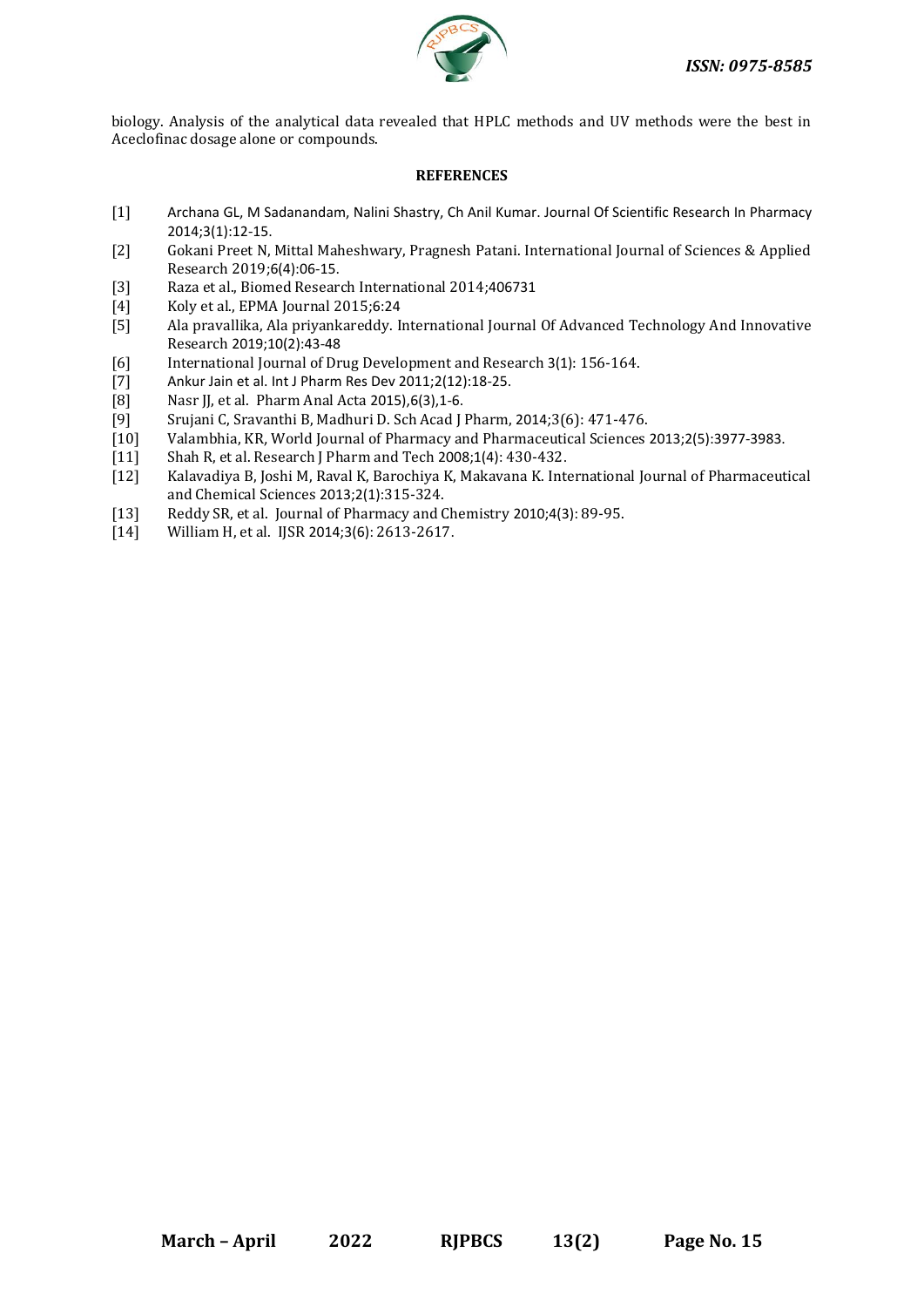biology. Analysis of the analytical data revealed that HPLC methods and UV methods were the best in Aceclofinac dosage alone or compounds.

## REFERENCES

[1] Archana GL, M Sadanandam, Nalini Shastry, Ch Anil Kumar. Journal Of Scientific Research In Pharmacy 2014;3(1):12-15.

[2] Gokani Preet N, Mittal Maheshwary, Pragnesh Patani. International Journal of Sciences & Applied Research 2019;6(4):06-15.

[3] Raza et al., Biomed Research International 2014;406731

[4] Koly et al., EPMA Journal 2015;6:24

[5] Ala pravallika, Ala priyankareddy. International Journal Of Advanced Technology And Innovative Research 2019;10(2):43-48

[6] International Journal of Drug Development and Research 3(1): 156-164.

[7] Ankur Jain et al. Int J Pharm Res Dev 2011;2(12):18-25.

[8] Nasr JJ, et al. Pharm Anal Acta 2015),6(3),1-6.

[9] Srujani C, Sravanthi B, Madhuri D. Sch Acad J Pharm, 2014;3(6): 471-476.

[10] Valambhia, KR, World Journal of Pharmacy and Pharmaceutical Sciences 2013;2(5):3977-3983.

[11] Shah R, et al. Research J Pharm and Tech 2008;1(4): 430-432.

[12] Kalavadiya B, Joshi M, Raval K, Barochiya K, Makavana K. International Journal of Pharmaceutical and Chemical Sciences 2013;2(1):315-324.

[13] Reddy SR, et al. Journal of Pharmacy and Chemistry 2010;4(3): 89-95.

[14] William H, et al. IJSR 2014;3(6): 2613-2617.